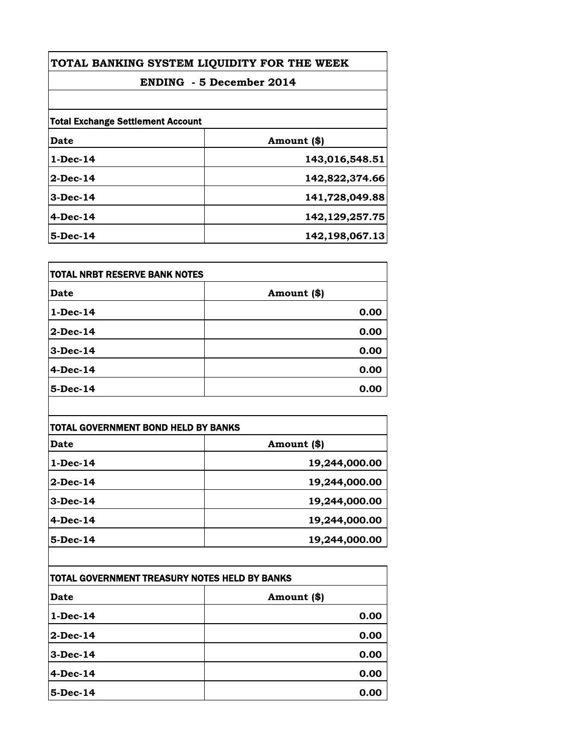# TOTAL BANKING SYSTEM LIQUIDITY FOR THE WEEK

## ENDING - 5 December 2014

**Total Exchange Settlement Account**

| Date | Amount ($) |
|---|---|
| 1-Dec-14 | 143,016,548.51 |
| 2-Dec-14 | 142,822,374.66 |
| 3-Dec-14 | 141,728,049.88 |
| 4-Dec-14 | 142,129,257.75 |
| 5-Dec-14 | 142,198,067.13 |

**TOTAL NRBT RESERVE BANK NOTES**

| Date | Amount ($) |
|---|---|
| 1-Dec-14 | 0.00 |
| 2-Dec-14 | 0.00 |
| 3-Dec-14 | 0.00 |
| 4-Dec-14 | 0.00 |
| 5-Dec-14 | 0.00 |

**TOTAL GOVERNMENT BOND HELD BY BANKS**

| Date | Amount ($) |
|---|---|
| 1-Dec-14 | 19,244,000.00 |
| 2-Dec-14 | 19,244,000.00 |
| 3-Dec-14 | 19,244,000.00 |
| 4-Dec-14 | 19,244,000.00 |
| 5-Dec-14 | 19,244,000.00 |

**TOTAL GOVERNMENT TREASURY NOTES HELD BY BANKS**

| Date | Amount ($) |
|---|---|
| 1-Dec-14 | 0.00 |
| 2-Dec-14 | 0.00 |
| 3-Dec-14 | 0.00 |
| 4-Dec-14 | 0.00 |
| 5-Dec-14 | 0.00 |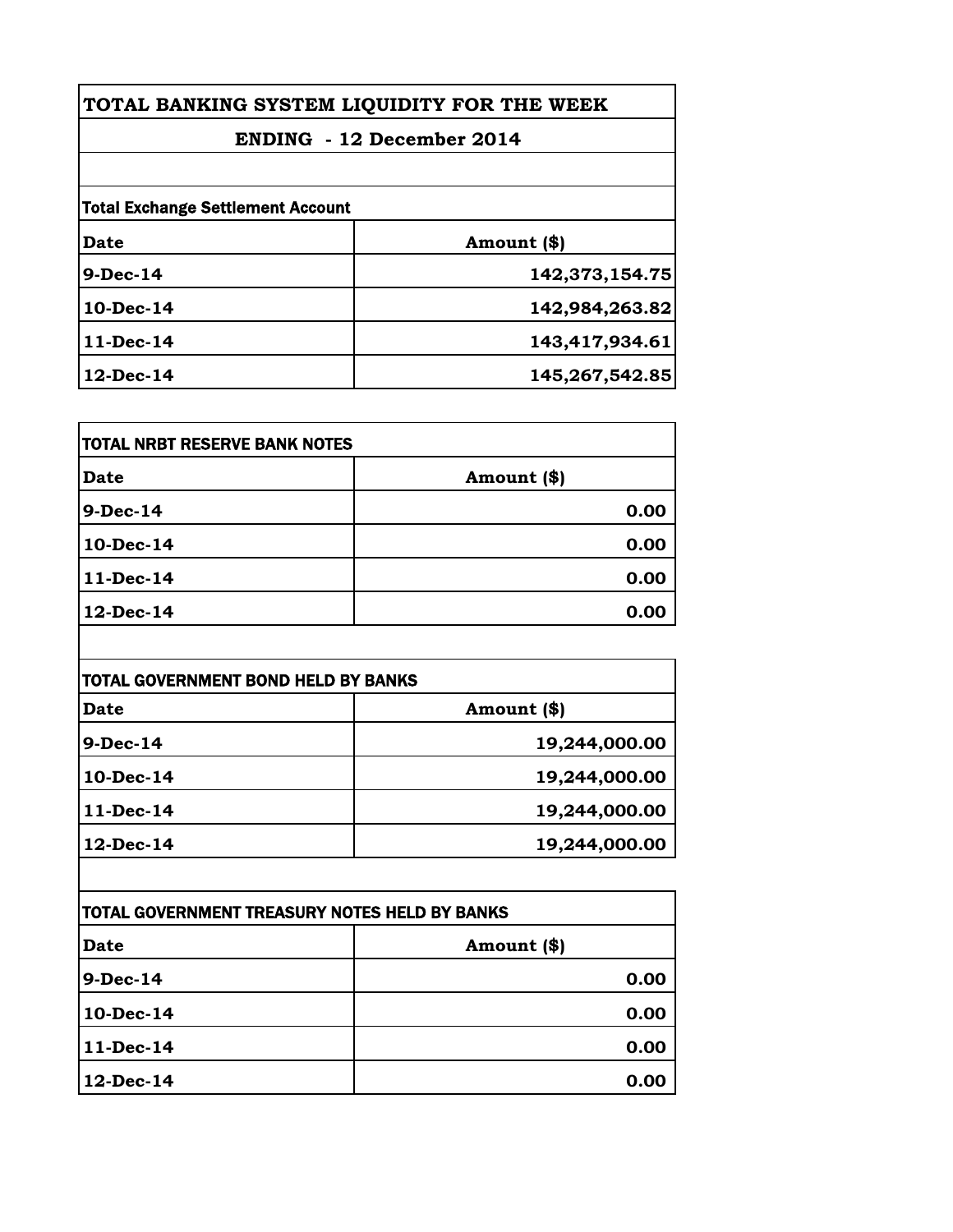# TOTAL BANKING SYSTEM LIQUIDITY FOR THE WEEK

## ENDING - 12 December 2014

**Total Exchange Settlement Account**

| Date | Amount ($) |
|---|---|
| 9-Dec-14 | 142,373,154.75 |
| 10-Dec-14 | 142,984,263.82 |
| 11-Dec-14 | 143,417,934.61 |
| 12-Dec-14 | 145,267,542.85 |

**TOTAL NRBT RESERVE BANK NOTES**

| Date | Amount ($) |
|---|---|
| 9-Dec-14 | 0.00 |
| 10-Dec-14 | 0.00 |
| 11-Dec-14 | 0.00 |
| 12-Dec-14 | 0.00 |

**TOTAL GOVERNMENT BOND HELD BY BANKS**

| Date | Amount ($) |
|---|---|
| 9-Dec-14 | 19,244,000.00 |
| 10-Dec-14 | 19,244,000.00 |
| 11-Dec-14 | 19,244,000.00 |
| 12-Dec-14 | 19,244,000.00 |

**TOTAL GOVERNMENT TREASURY NOTES HELD BY BANKS**

| Date | Amount ($) |
|---|---|
| 9-Dec-14 | 0.00 |
| 10-Dec-14 | 0.00 |
| 11-Dec-14 | 0.00 |
| 12-Dec-14 | 0.00 |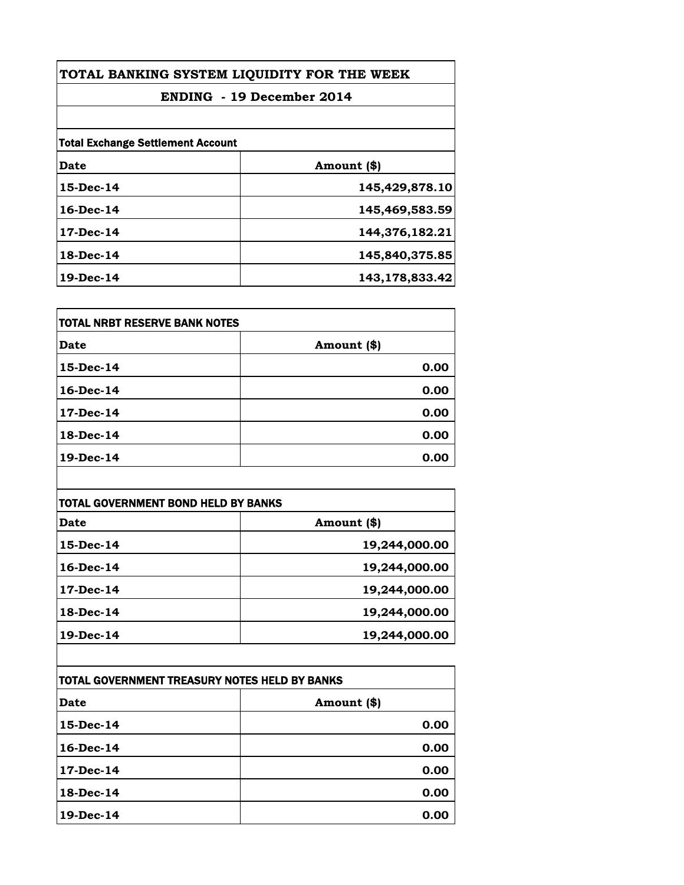# TOTAL BANKING SYSTEM LIQUIDITY FOR THE WEEK

## ENDING - 19 December 2014

**Total Exchange Settlement Account**

| Date | Amount ($) |
|---|---:|
| 15-Dec-14 | 145,429,878.10 |
| 16-Dec-14 | 145,469,583.59 |
| 17-Dec-14 | 144,376,182.21 |
| 18-Dec-14 | 145,840,375.85 |
| 19-Dec-14 | 143,178,833.42 |

**TOTAL NRBT RESERVE BANK NOTES**

| Date | Amount ($) |
|---|---:|
| 15-Dec-14 | 0.00 |
| 16-Dec-14 | 0.00 |
| 17-Dec-14 | 0.00 |
| 18-Dec-14 | 0.00 |
| 19-Dec-14 | 0.00 |

**TOTAL GOVERNMENT BOND HELD BY BANKS**

| Date | Amount ($) |
|---|---:|
| 15-Dec-14 | 19,244,000.00 |
| 16-Dec-14 | 19,244,000.00 |
| 17-Dec-14 | 19,244,000.00 |
| 18-Dec-14 | 19,244,000.00 |
| 19-Dec-14 | 19,244,000.00 |

**TOTAL GOVERNMENT TREASURY NOTES HELD BY BANKS**

| Date | Amount ($) |
|---|---:|
| 15-Dec-14 | 0.00 |
| 16-Dec-14 | 0.00 |
| 17-Dec-14 | 0.00 |
| 18-Dec-14 | 0.00 |
| 19-Dec-14 | 0.00 |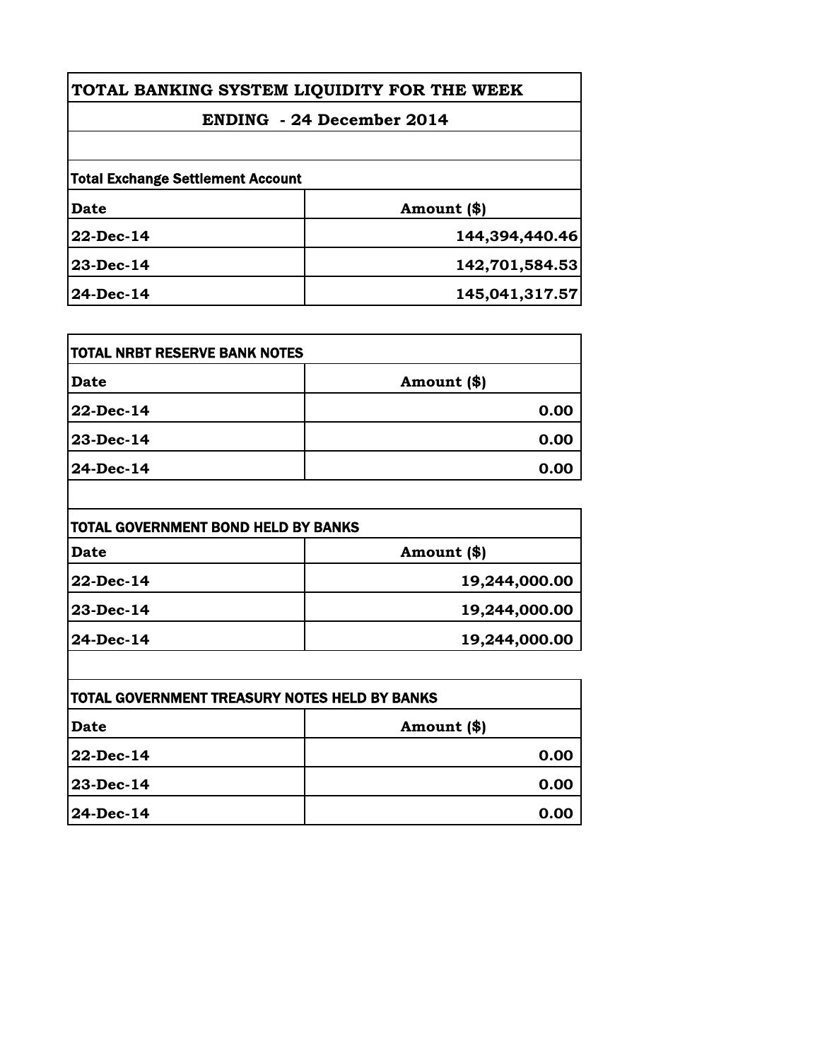# TOTAL BANKING SYSTEM LIQUIDITY FOR THE WEEK

## ENDING - 24 December 2014

**Total Exchange Settlement Account**

| Date | Amount ($) |
| --- | --- |
| 22-Dec-14 | 144,394,440.46 |
| 23-Dec-14 | 142,701,584.53 |
| 24-Dec-14 | 145,041,317.57 |

**TOTAL NRBT RESERVE BANK NOTES**

| Date | Amount ($) |
| --- | --- |
| 22-Dec-14 | 0.00 |
| 23-Dec-14 | 0.00 |
| 24-Dec-14 | 0.00 |

**TOTAL GOVERNMENT BOND HELD BY BANKS**

| Date | Amount ($) |
| --- | --- |
| 22-Dec-14 | 19,244,000.00 |
| 23-Dec-14 | 19,244,000.00 |
| 24-Dec-14 | 19,244,000.00 |

**TOTAL GOVERNMENT TREASURY NOTES HELD BY BANKS**

| Date | Amount ($) |
| --- | --- |
| 22-Dec-14 | 0.00 |
| 23-Dec-14 | 0.00 |
| 24-Dec-14 | 0.00 |